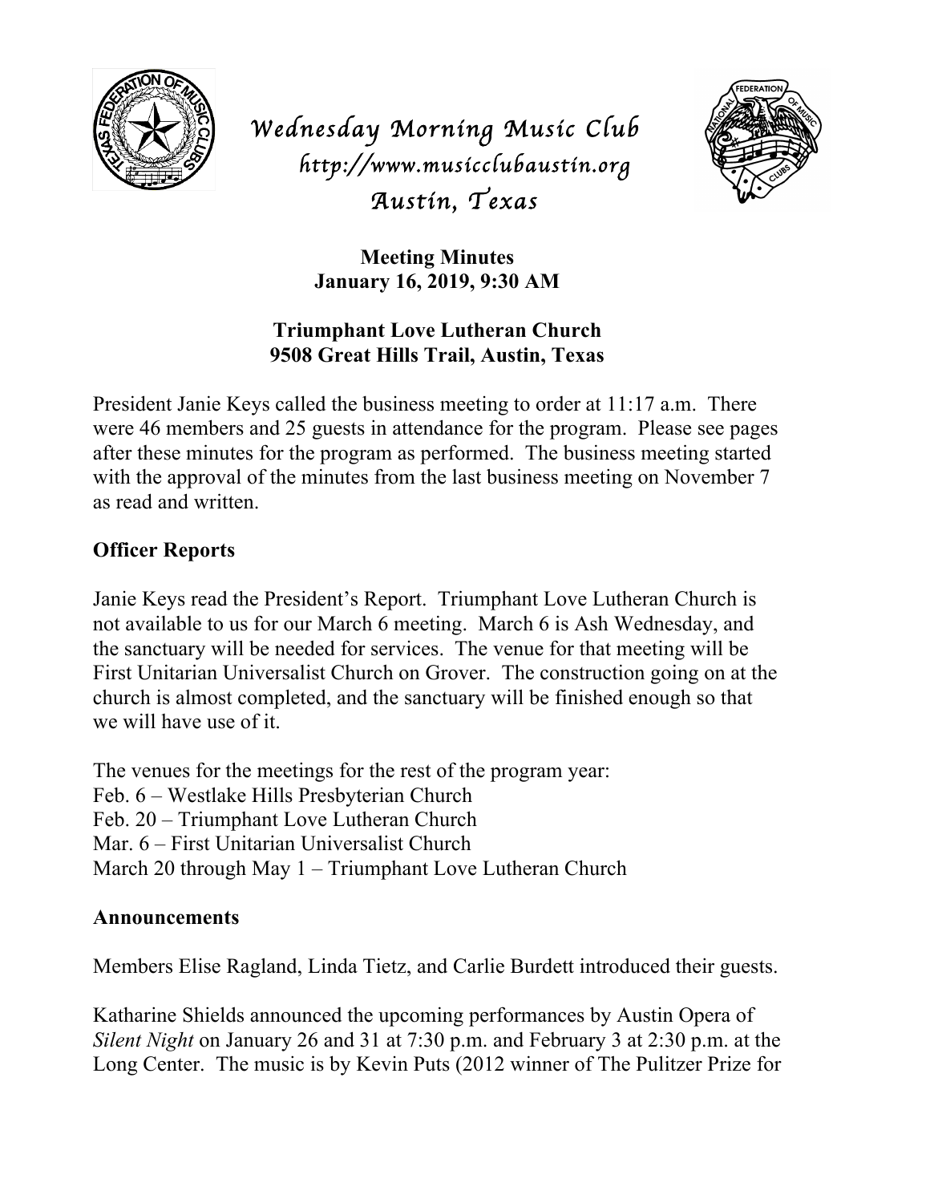# Wednesday Morning Music Club

http://www.musicclubaustin.org

Austin, Texas

**Meeting Minutes**
**January 16, 2019, 9:30 AM**

**Triumphant Love Lutheran Church**
**9508 Great Hills Trail, Austin, Texas**

President Janie Keys called the business meeting to order at 11:17 a.m. There were 46 members and 25 guests in attendance for the program. Please see pages after these minutes for the program as performed. The business meeting started with the approval of the minutes from the last business meeting on November 7 as read and written.

## Officer Reports

Janie Keys read the President's Report. Triumphant Love Lutheran Church is not available to us for our March 6 meeting. March 6 is Ash Wednesday, and the sanctuary will be needed for services. The venue for that meeting will be First Unitarian Universalist Church on Grover. The construction going on at the church is almost completed, and the sanctuary will be finished enough so that we will have use of it.

The venues for the meetings for the rest of the program year:
Feb. 6 – Westlake Hills Presbyterian Church
Feb. 20 – Triumphant Love Lutheran Church
Mar. 6 – First Unitarian Universalist Church
March 20 through May 1 – Triumphant Love Lutheran Church

## Announcements

Members Elise Ragland, Linda Tietz, and Carlie Burdett introduced their guests.

Katharine Shields announced the upcoming performances by Austin Opera of *Silent Night* on January 26 and 31 at 7:30 p.m. and February 3 at 2:30 p.m. at the Long Center. The music is by Kevin Puts (2012 winner of The Pulitzer Prize for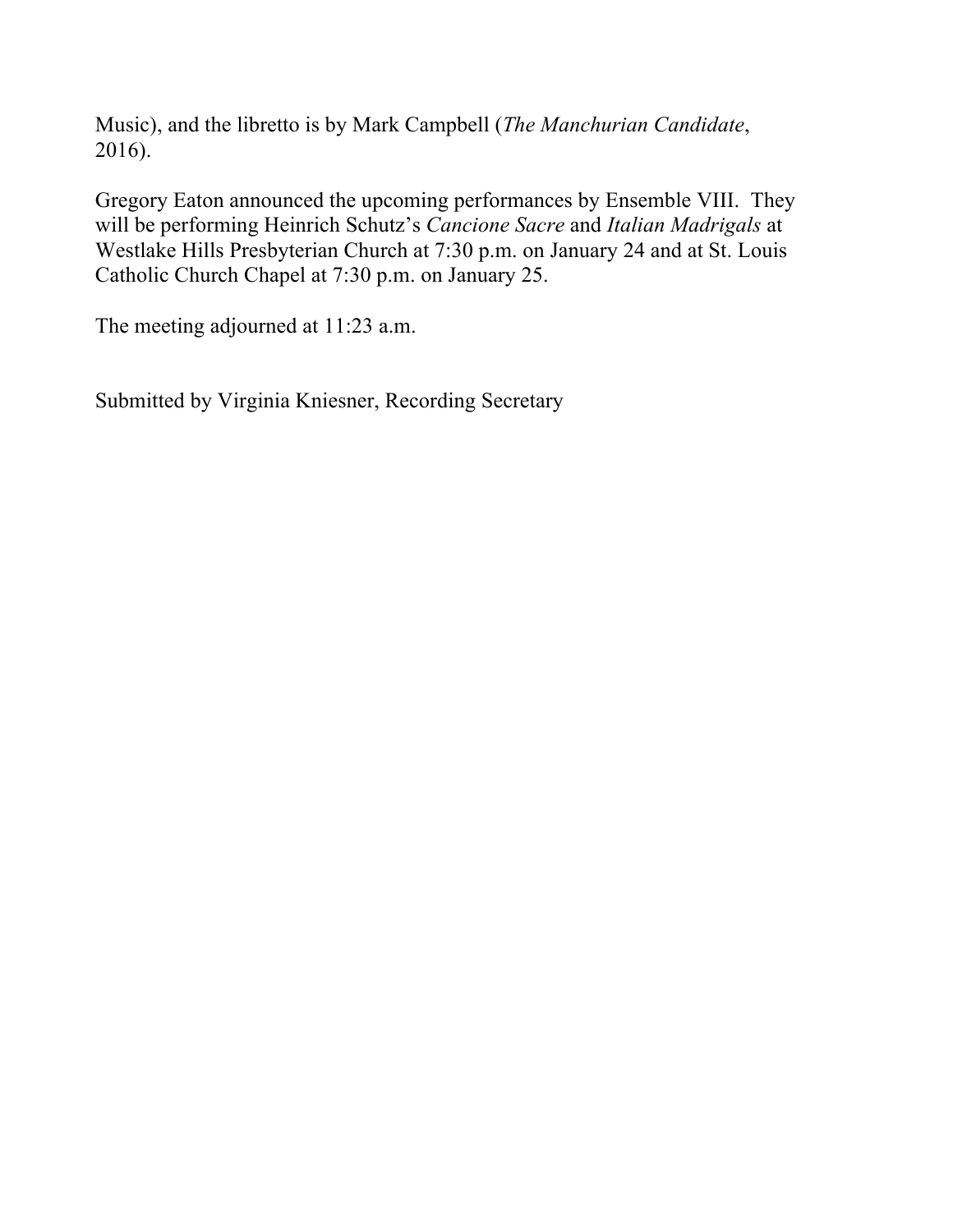Music), and the libretto is by Mark Campbell (*The Manchurian Candidate*, 2016).

Gregory Eaton announced the upcoming performances by Ensemble VIII. They will be performing Heinrich Schutz's *Cancione Sacre* and *Italian Madrigals* at Westlake Hills Presbyterian Church at 7:30 p.m. on January 24 and at St. Louis Catholic Church Chapel at 7:30 p.m. on January 25.

The meeting adjourned at 11:23 a.m.

Submitted by Virginia Kniesner, Recording Secretary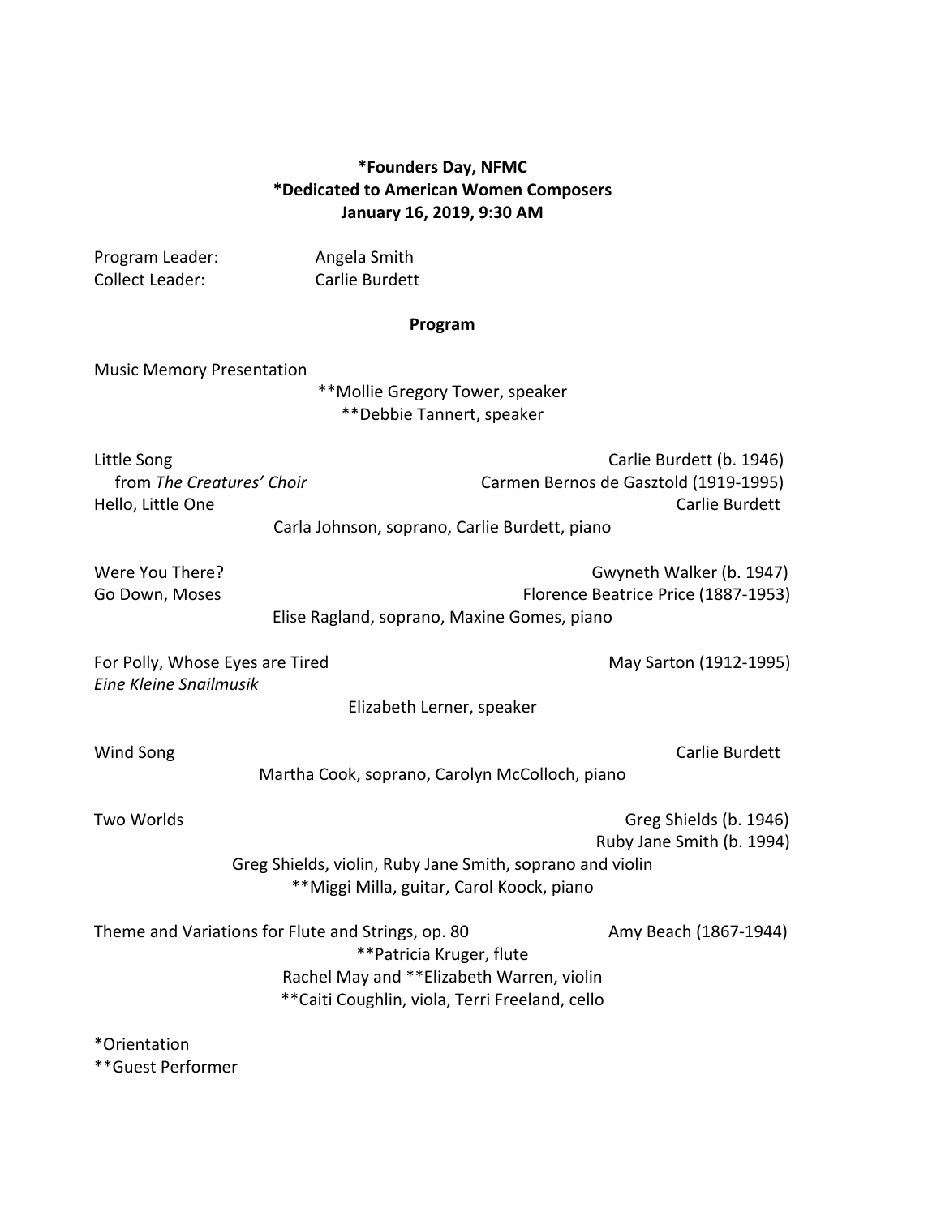**\*Founders Day, NFMC**
**\*Dedicated to American Women Composers**
**January 16, 2019, 9:30 AM**

Program Leader: Angela Smith
Collect Leader: Carlie Burdett

**Program**

Music Memory Presentation
**Mollie Gregory Tower, speaker
**Debbie Tannert, speaker

Little Song — Carlie Burdett (b. 1946)
from *The Creatures' Choir* — Carmen Bernos de Gasztold (1919-1995)
Hello, Little One — Carlie Burdett
Carla Johnson, soprano, Carlie Burdett, piano

Were You There? — Gwyneth Walker (b. 1947)
Go Down, Moses — Florence Beatrice Price (1887-1953)
Elise Ragland, soprano, Maxine Gomes, piano

For Polly, Whose Eyes are Tired — May Sarton (1912-1995)
*Eine Kleine Snailmusik*
Elizabeth Lerner, speaker

Wind Song — Carlie Burdett
Martha Cook, soprano, Carolyn McColloch, piano

Two Worlds — Greg Shields (b. 1946)
Ruby Jane Smith (b. 1994)
Greg Shields, violin, Ruby Jane Smith, soprano and violin
**Miggi Milla, guitar, Carol Koock, piano

Theme and Variations for Flute and Strings, op. 80 — Amy Beach (1867-1944)
**Patricia Kruger, flute
Rachel May and **Elizabeth Warren, violin
**Caiti Coughlin, viola, Terri Freeland, cello

*Orientation
**Guest Performer